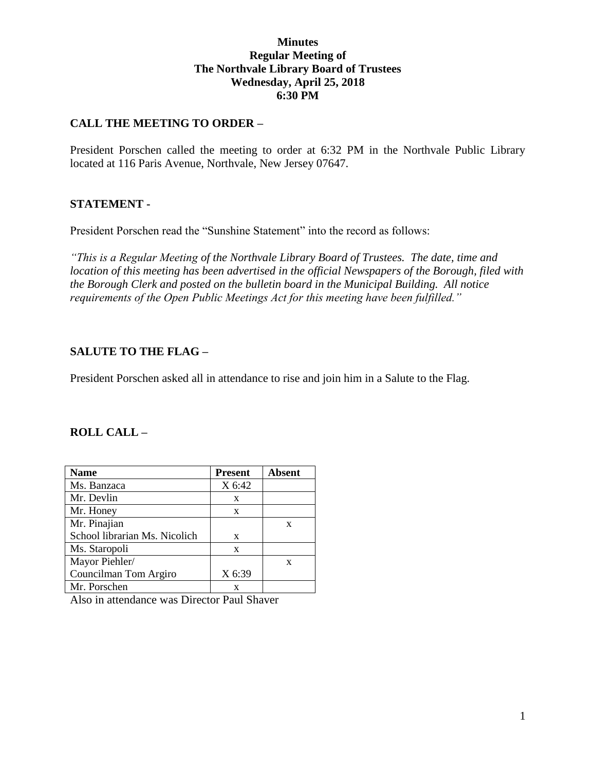# Minutes
## Regular Meeting of
## The Northvale Library Board of Trustees
## Wednesday, April 25, 2018
## 6:30 PM

### CALL THE MEETING TO ORDER –

President Porschen called the meeting to order at 6:32 PM in the Northvale Public Library located at 116 Paris Avenue, Northvale, New Jersey 07647.

### STATEMENT -

President Porschen read the "Sunshine Statement" into the record as follows:

*"This is a Regular Meeting of the Northvale Library Board of Trustees. The date, time and location of this meeting has been advertised in the official Newspapers of the Borough, filed with the Borough Clerk and posted on the bulletin board in the Municipal Building. All notice requirements of the Open Public Meetings Act for this meeting have been fulfilled."*

### SALUTE TO THE FLAG –

President Porschen asked all in attendance to rise and join him in a Salute to the Flag.

### ROLL CALL –

| Name | Present | Absent |
|---|---|---|
| Ms. Banzaca | X 6:42 | |
| Mr. Devlin | x | |
| Mr. Honey | x | |
| Mr. Pinajian | | x |
| School librarian Ms. Nicolich | x | |
| Ms. Staropoli | x | |
| Mayor Piehler/ | | x |
| Councilman Tom Argiro | X 6:39 | |
| Mr. Porschen | x | |

Also in attendance was Director Paul Shaver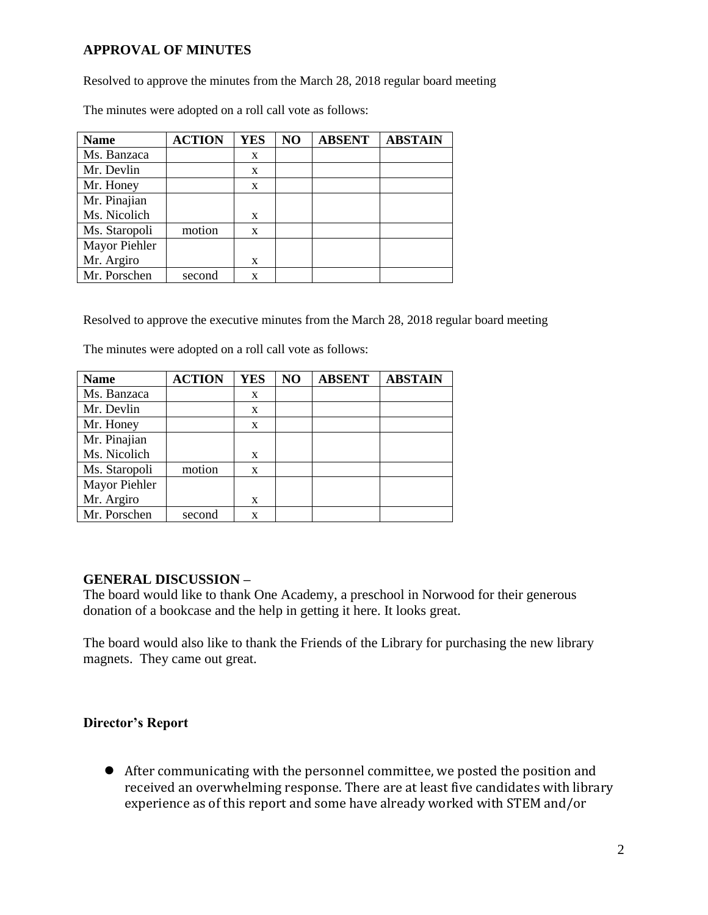## APPROVAL OF MINUTES

Resolved to approve the minutes from the March 28, 2018 regular board meeting

The minutes were adopted on a roll call vote as follows:

| Name | ACTION | YES | NO | ABSENT | ABSTAIN |
|---|---|---|---|---|---|
| Ms. Banzaca | | x | | | |
| Mr. Devlin | | x | | | |
| Mr. Honey | | x | | | |
| Mr. Pinajian<br>Ms. Nicolich | | x | | | |
| Ms. Staropoli | motion | x | | | |
| Mayor Piehler<br>Mr. Argiro | | x | | | |
| Mr. Porschen | second | x | | | |

Resolved to approve the executive minutes from the March 28, 2018 regular board meeting

The minutes were adopted on a roll call vote as follows:

| Name | ACTION | YES | NO | ABSENT | ABSTAIN |
|---|---|---|---|---|---|
| Ms. Banzaca | | x | | | |
| Mr. Devlin | | x | | | |
| Mr. Honey | | x | | | |
| Mr. Pinajian<br>Ms. Nicolich | | x | | | |
| Ms. Staropoli | motion | x | | | |
| Mayor Piehler<br>Mr. Argiro | | x | | | |
| Mr. Porschen | second | x | | | |

## GENERAL DISCUSSION –

The board would like to thank One Academy, a preschool in Norwood for their generous donation of a bookcase and the help in getting it here. It looks great.

The board would also like to thank the Friends of the Library for purchasing the new library magnets. They came out great.

### Director's Report

- After communicating with the personnel committee, we posted the position and received an overwhelming response. There are at least five candidates with library experience as of this report and some have already worked with STEM and/or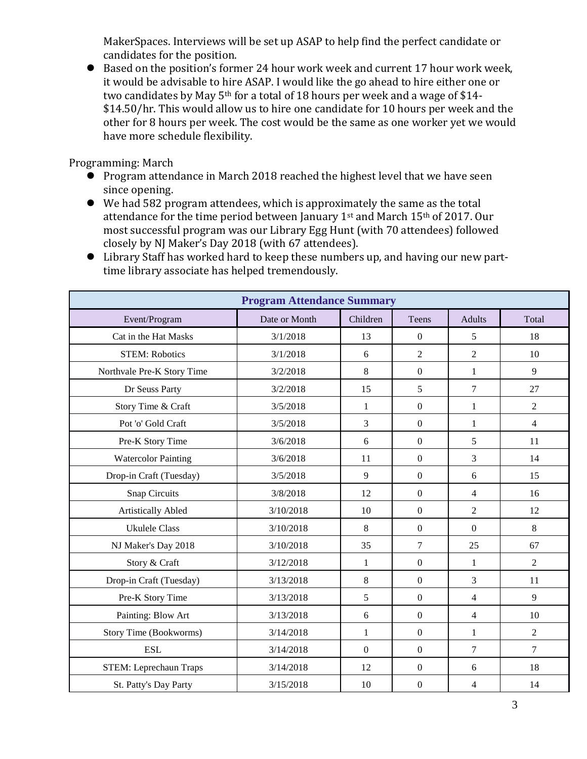MakerSpaces. Interviews will be set up ASAP to help find the perfect candidate or candidates for the position.

- Based on the position's former 24 hour work week and current 17 hour work week, it would be advisable to hire ASAP. I would like the go ahead to hire either one or two candidates by May 5th for a total of 18 hours per week and a wage of $14-$14.50/hr. This would allow us to hire one candidate for 10 hours per week and the other for 8 hours per week. The cost would be the same as one worker yet we would have more schedule flexibility.

Programming: March

- Program attendance in March 2018 reached the highest level that we have seen since opening.
- We had 582 program attendees, which is approximately the same as the total attendance for the time period between January 1st and March 15th of 2017. Our most successful program was our Library Egg Hunt (with 70 attendees) followed closely by NJ Maker's Day 2018 (with 67 attendees).
- Library Staff has worked hard to keep these numbers up, and having our new part-time library associate has helped tremendously.

| **Program Attendance Summary** | | | | | |
|---|---|---|---|---|---|
| Event/Program | Date or Month | Children | Teens | Adults | Total |
| Cat in the Hat Masks | 3/1/2018 | 13 | 0 | 5 | 18 |
| STEM: Robotics | 3/1/2018 | 6 | 2 | 2 | 10 |
| Northvale Pre-K Story Time | 3/2/2018 | 8 | 0 | 1 | 9 |
| Dr Seuss Party | 3/2/2018 | 15 | 5 | 7 | 27 |
| Story Time & Craft | 3/5/2018 | 1 | 0 | 1 | 2 |
| Pot 'o' Gold Craft | 3/5/2018 | 3 | 0 | 1 | 4 |
| Pre-K Story Time | 3/6/2018 | 6 | 0 | 5 | 11 |
| Watercolor Painting | 3/6/2018 | 11 | 0 | 3 | 14 |
| Drop-in Craft (Tuesday) | 3/5/2018 | 9 | 0 | 6 | 15 |
| Snap Circuits | 3/8/2018 | 12 | 0 | 4 | 16 |
| Artistically Abled | 3/10/2018 | 10 | 0 | 2 | 12 |
| Ukulele Class | 3/10/2018 | 8 | 0 | 0 | 8 |
| NJ Maker's Day 2018 | 3/10/2018 | 35 | 7 | 25 | 67 |
| Story & Craft | 3/12/2018 | 1 | 0 | 1 | 2 |
| Drop-in Craft (Tuesday) | 3/13/2018 | 8 | 0 | 3 | 11 |
| Pre-K Story Time | 3/13/2018 | 5 | 0 | 4 | 9 |
| Painting: Blow Art | 3/13/2018 | 6 | 0 | 4 | 10 |
| Story Time (Bookworms) | 3/14/2018 | 1 | 0 | 1 | 2 |
| ESL | 3/14/2018 | 0 | 0 | 7 | 7 |
| STEM: Leprechaun Traps | 3/14/2018 | 12 | 0 | 6 | 18 |
| St. Patty's Day Party | 3/15/2018 | 10 | 0 | 4 | 14 |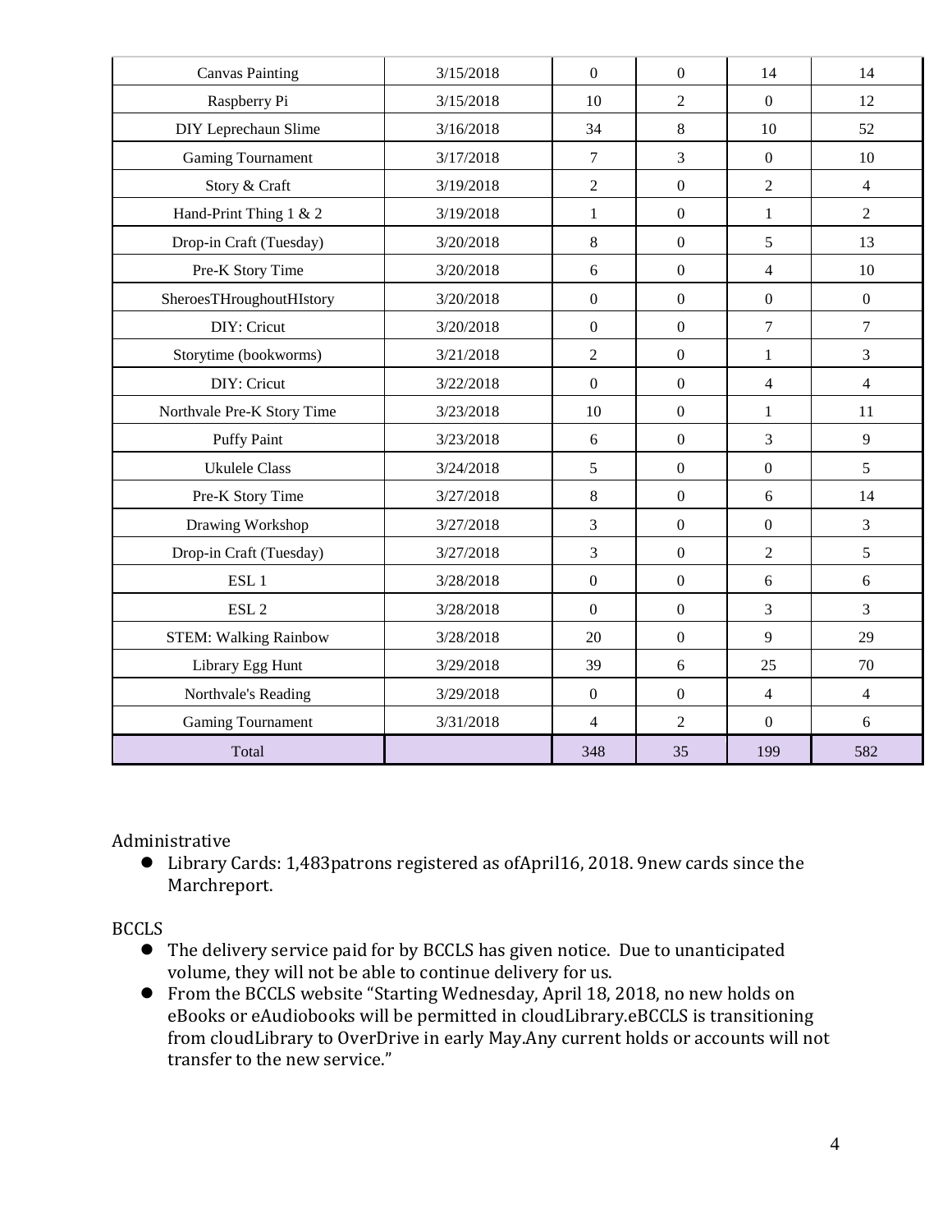| Canvas Painting | 3/15/2018 | 0 | 0 | 14 | 14 |
|---|---|---|---|---|---|
| Raspberry Pi | 3/15/2018 | 10 | 2 | 0 | 12 |
| DIY Leprechaun Slime | 3/16/2018 | 34 | 8 | 10 | 52 |
| Gaming Tournament | 3/17/2018 | 7 | 3 | 0 | 10 |
| Story & Craft | 3/19/2018 | 2 | 0 | 2 | 4 |
| Hand-Print Thing 1 & 2 | 3/19/2018 | 1 | 0 | 1 | 2 |
| Drop-in Craft (Tuesday) | 3/20/2018 | 8 | 0 | 5 | 13 |
| Pre-K Story Time | 3/20/2018 | 6 | 0 | 4 | 10 |
| SheroesTHroughoutHIstory | 3/20/2018 | 0 | 0 | 0 | 0 |
| DIY: Cricut | 3/20/2018 | 0 | 0 | 7 | 7 |
| Storytime (bookworms) | 3/21/2018 | 2 | 0 | 1 | 3 |
| DIY: Cricut | 3/22/2018 | 0 | 0 | 4 | 4 |
| Northvale Pre-K Story Time | 3/23/2018 | 10 | 0 | 1 | 11 |
| Puffy Paint | 3/23/2018 | 6 | 0 | 3 | 9 |
| Ukulele Class | 3/24/2018 | 5 | 0 | 0 | 5 |
| Pre-K Story Time | 3/27/2018 | 8 | 0 | 6 | 14 |
| Drawing Workshop | 3/27/2018 | 3 | 0 | 0 | 3 |
| Drop-in Craft (Tuesday) | 3/27/2018 | 3 | 0 | 2 | 5 |
| ESL 1 | 3/28/2018 | 0 | 0 | 6 | 6 |
| ESL 2 | 3/28/2018 | 0 | 0 | 3 | 3 |
| STEM: Walking Rainbow | 3/28/2018 | 20 | 0 | 9 | 29 |
| Library Egg Hunt | 3/29/2018 | 39 | 6 | 25 | 70 |
| Northvale's Reading | 3/29/2018 | 0 | 0 | 4 | 4 |
| Gaming Tournament | 3/31/2018 | 4 | 2 | 0 | 6 |
| Total | | 348 | 35 | 199 | 582 |

Administrative

- Library Cards: 1,483patrons registered as ofApril16, 2018. 9new cards since the Marchreport.

BCCLS

- The delivery service paid for by BCCLS has given notice. Due to unanticipated volume, they will not be able to continue delivery for us.
- From the BCCLS website "Starting Wednesday, April 18, 2018, no new holds on eBooks or eAudiobooks will be permitted in cloudLibrary.eBCCLS is transitioning from cloudLibrary to OverDrive in early May.Any current holds or accounts will not transfer to the new service."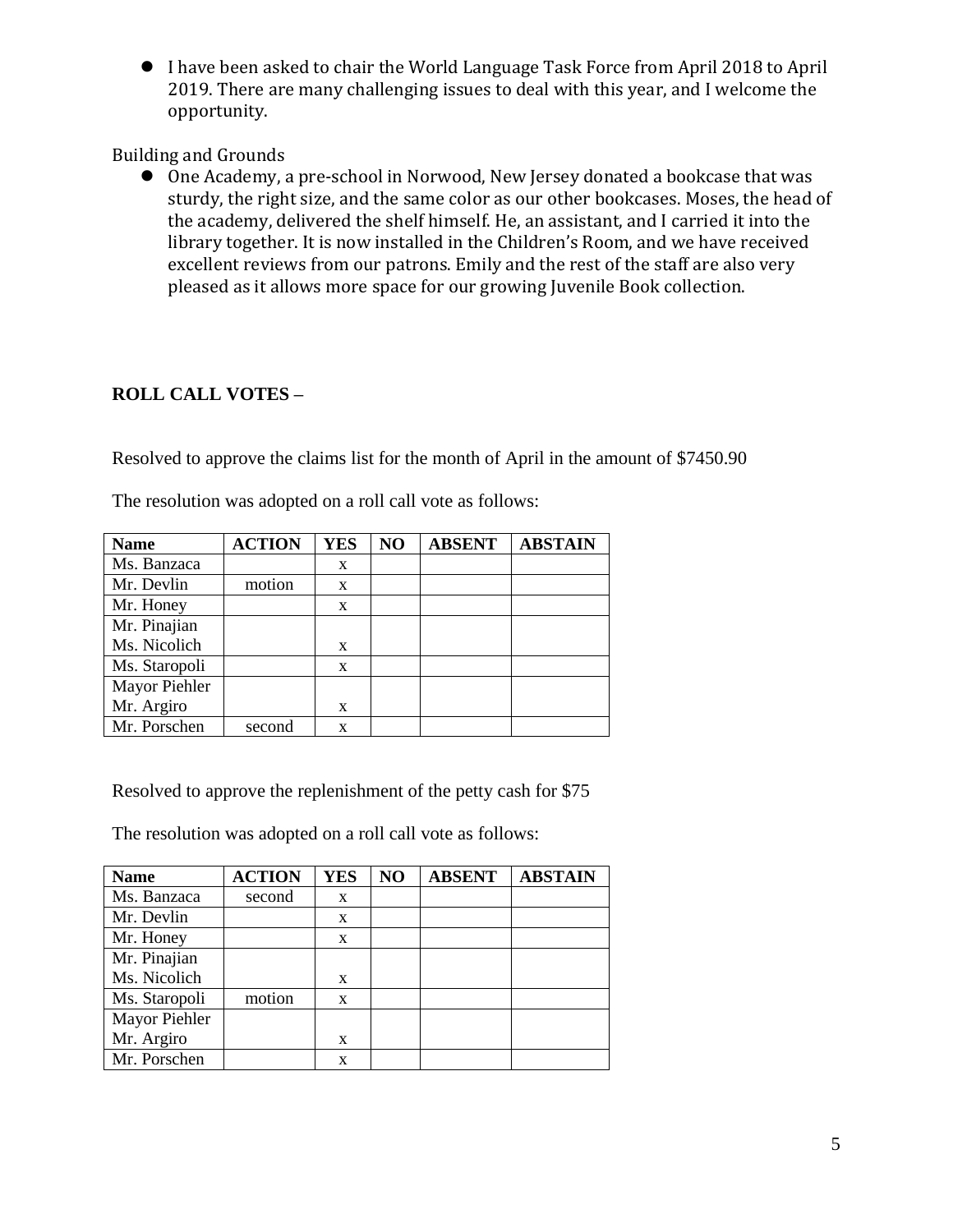- I have been asked to chair the World Language Task Force from April 2018 to April 2019. There are many challenging issues to deal with this year, and I welcome the opportunity.

Building and Grounds

- One Academy, a pre-school in Norwood, New Jersey donated a bookcase that was sturdy, the right size, and the same color as our other bookcases. Moses, the head of the academy, delivered the shelf himself. He, an assistant, and I carried it into the library together. It is now installed in the Children's Room, and we have received excellent reviews from our patrons. Emily and the rest of the staff are also very pleased as it allows more space for our growing Juvenile Book collection.

**ROLL CALL VOTES –**

Resolved to approve the claims list for the month of April in the amount of $7450.90

The resolution was adopted on a roll call vote as follows:

| Name | ACTION | YES | NO | ABSENT | ABSTAIN |
|---|---|---|---|---|---|
| Ms. Banzaca | | x | | | |
| Mr. Devlin | motion | x | | | |
| Mr. Honey | | x | | | |
| Mr. Pinajian | | | | | |
| Ms. Nicolich | | x | | | |
| Ms. Staropoli | | x | | | |
| Mayor Piehler | | | | | |
| Mr. Argiro | | x | | | |
| Mr. Porschen | second | x | | | |

Resolved to approve the replenishment of the petty cash for $75

The resolution was adopted on a roll call vote as follows:

| Name | ACTION | YES | NO | ABSENT | ABSTAIN |
|---|---|---|---|---|---|
| Ms. Banzaca | second | x | | | |
| Mr. Devlin | | x | | | |
| Mr. Honey | | x | | | |
| Mr. Pinajian | | | | | |
| Ms. Nicolich | | x | | | |
| Ms. Staropoli | motion | x | | | |
| Mayor Piehler | | | | | |
| Mr. Argiro | | x | | | |
| Mr. Porschen | | x | | | |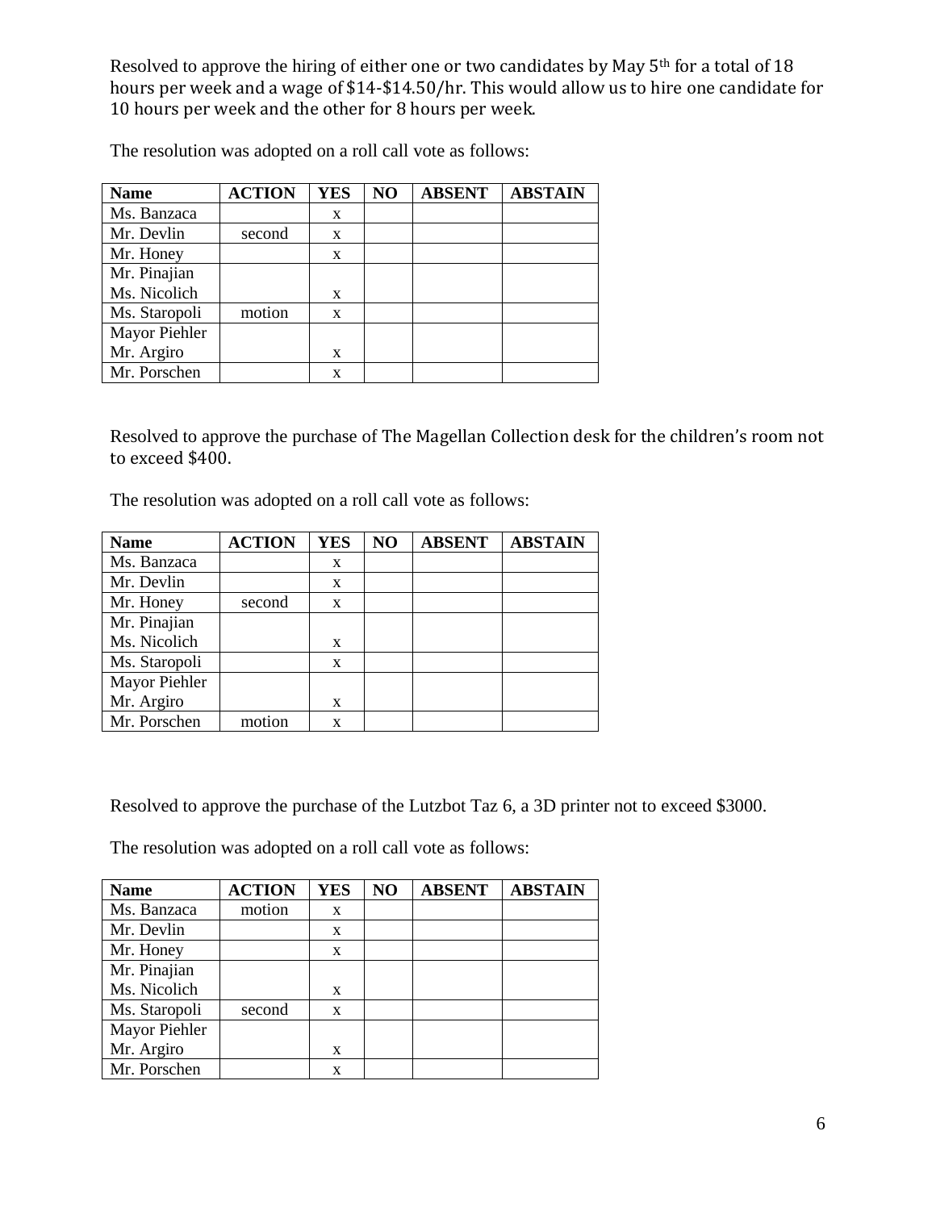Resolved to approve the hiring of either one or two candidates by May 5th for a total of 18 hours per week and a wage of $14-$14.50/hr. This would allow us to hire one candidate for 10 hours per week and the other for 8 hours per week.

The resolution was adopted on a roll call vote as follows:

| Name | ACTION | YES | NO | ABSENT | ABSTAIN |
|---|---|---|---|---|---|
| Ms. Banzaca | | x | | | |
| Mr. Devlin | second | x | | | |
| Mr. Honey | | x | | | |
| Mr. Pinajian | | | | | |
| Ms. Nicolich | | x | | | |
| Ms. Staropoli | motion | x | | | |
| Mayor Piehler | | | | | |
| Mr. Argiro | | x | | | |
| Mr. Porschen | | x | | | |

Resolved to approve the purchase of The Magellan Collection desk for the children's room not to exceed $400.

The resolution was adopted on a roll call vote as follows:

| Name | ACTION | YES | NO | ABSENT | ABSTAIN |
|---|---|---|---|---|---|
| Ms. Banzaca | | x | | | |
| Mr. Devlin | | x | | | |
| Mr. Honey | second | x | | | |
| Mr. Pinajian | | | | | |
| Ms. Nicolich | | x | | | |
| Ms. Staropoli | | x | | | |
| Mayor Piehler | | | | | |
| Mr. Argiro | | x | | | |
| Mr. Porschen | motion | x | | | |

Resolved to approve the purchase of the Lutzbot Taz 6, a 3D printer not to exceed $3000.

The resolution was adopted on a roll call vote as follows:

| Name | ACTION | YES | NO | ABSENT | ABSTAIN |
|---|---|---|---|---|---|
| Ms. Banzaca | motion | x | | | |
| Mr. Devlin | | x | | | |
| Mr. Honey | | x | | | |
| Mr. Pinajian | | | | | |
| Ms. Nicolich | | x | | | |
| Ms. Staropoli | second | x | | | |
| Mayor Piehler | | | | | |
| Mr. Argiro | | x | | | |
| Mr. Porschen | | x | | | |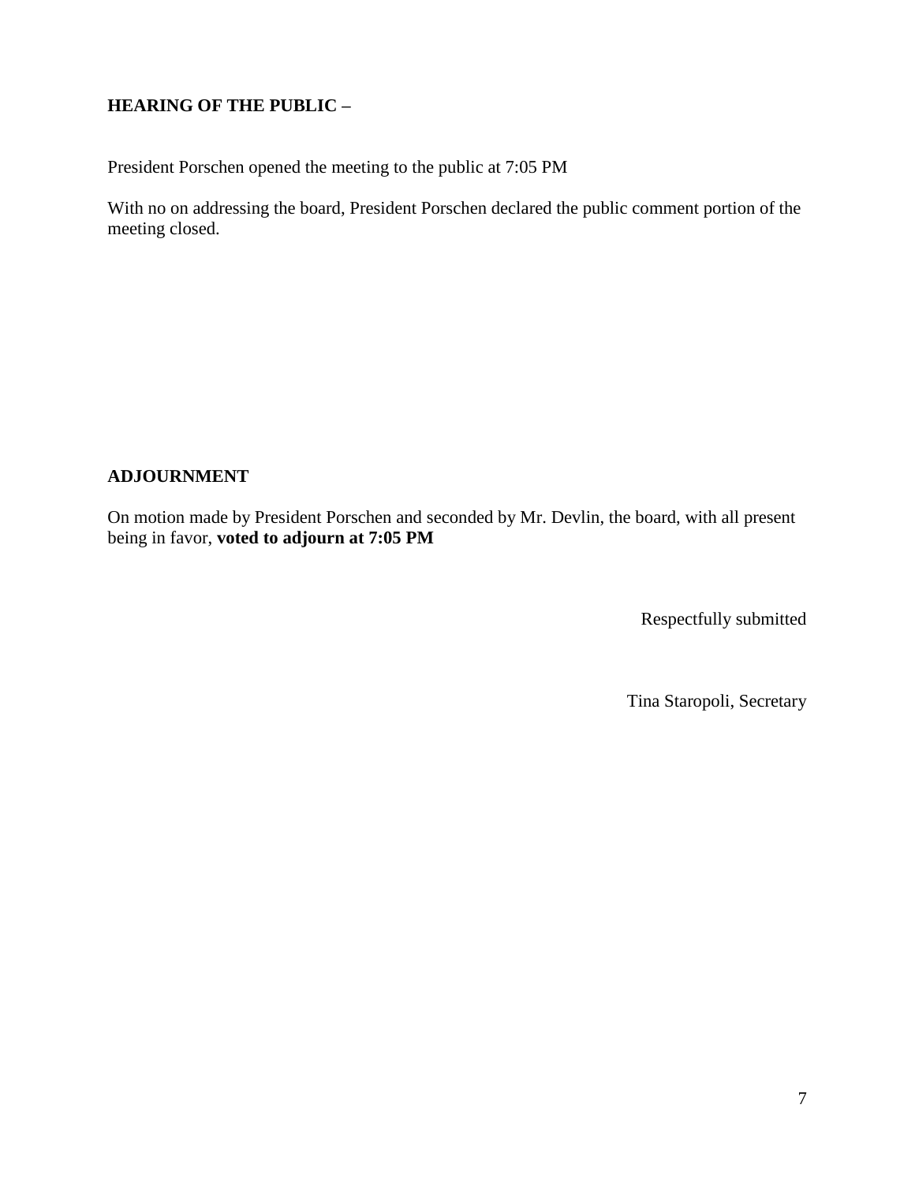**HEARING OF THE PUBLIC –**

President Porschen opened the meeting to the public at 7:05 PM

With no on addressing the board, President Porschen declared the public comment portion of the meeting closed.

**ADJOURNMENT**

On motion made by President Porschen and seconded by Mr. Devlin, the board, with all present being in favor, **voted to adjourn at 7:05 PM**

Respectfully submitted

Tina Staropoli, Secretary